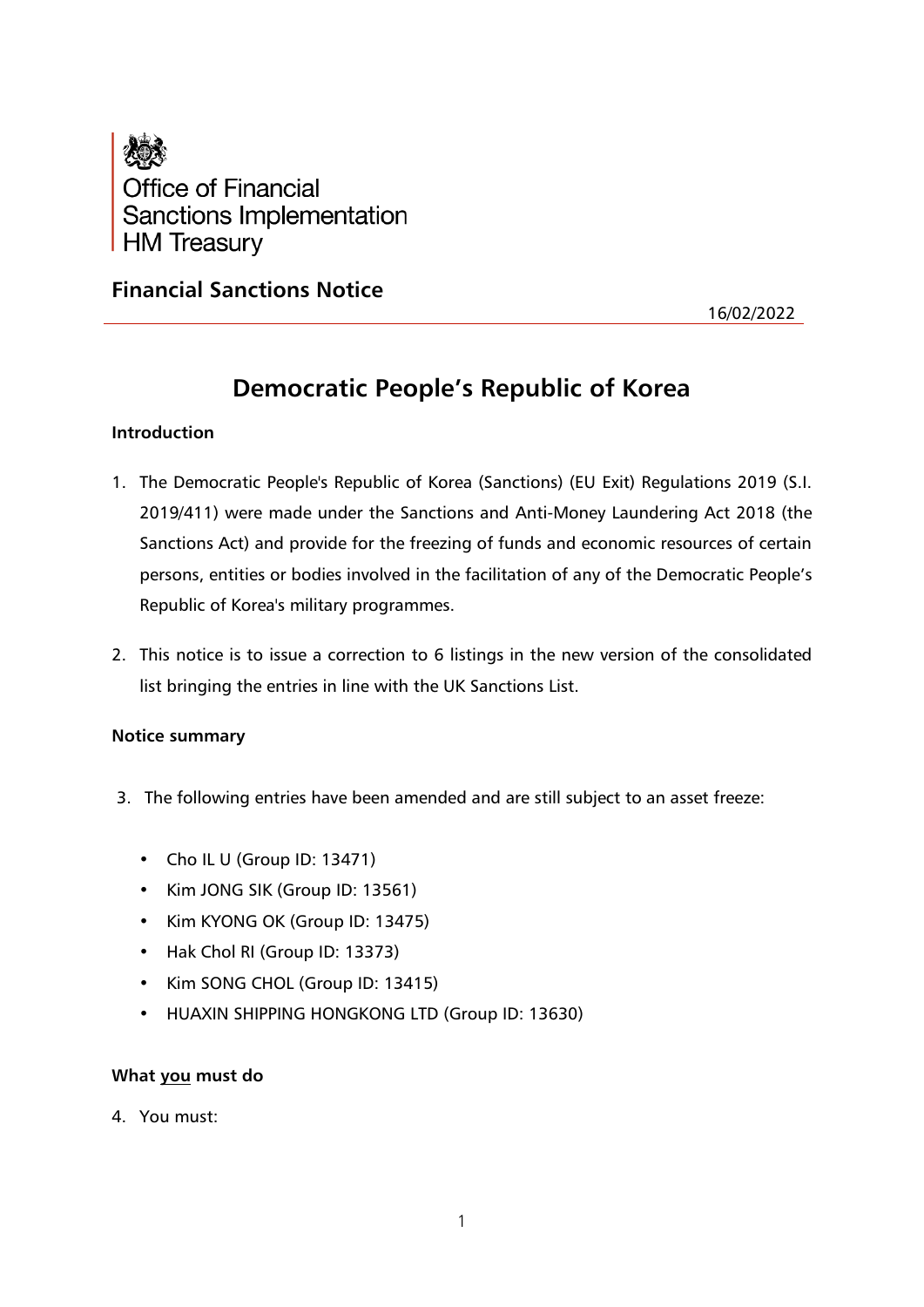Office of Financial Sanctions Implementation
HM Treasury

## Financial Sanctions Notice

16/02/2022

# Democratic People's Republic of Korea

### Introduction

1. The Democratic People's Republic of Korea (Sanctions) (EU Exit) Regulations 2019 (S.I. 2019/411) were made under the Sanctions and Anti-Money Laundering Act 2018 (the Sanctions Act) and provide for the freezing of funds and economic resources of certain persons, entities or bodies involved in the facilitation of any of the Democratic People's Republic of Korea's military programmes.

2. This notice is to issue a correction to 6 listings in the new version of the consolidated list bringing the entries in line with the UK Sanctions List.

### Notice summary

3. The following entries have been amended and are still subject to an asset freeze:

   - Cho IL U (Group ID: 13471)
   - Kim JONG SIK (Group ID: 13561)
   - Kim KYONG OK (Group ID: 13475)
   - Hak Chol RI (Group ID: 13373)
   - Kim SONG CHOL (Group ID: 13415)
   - HUAXIN SHIPPING HONGKONG LTD (Group ID: 13630)

### What you must do

4. You must: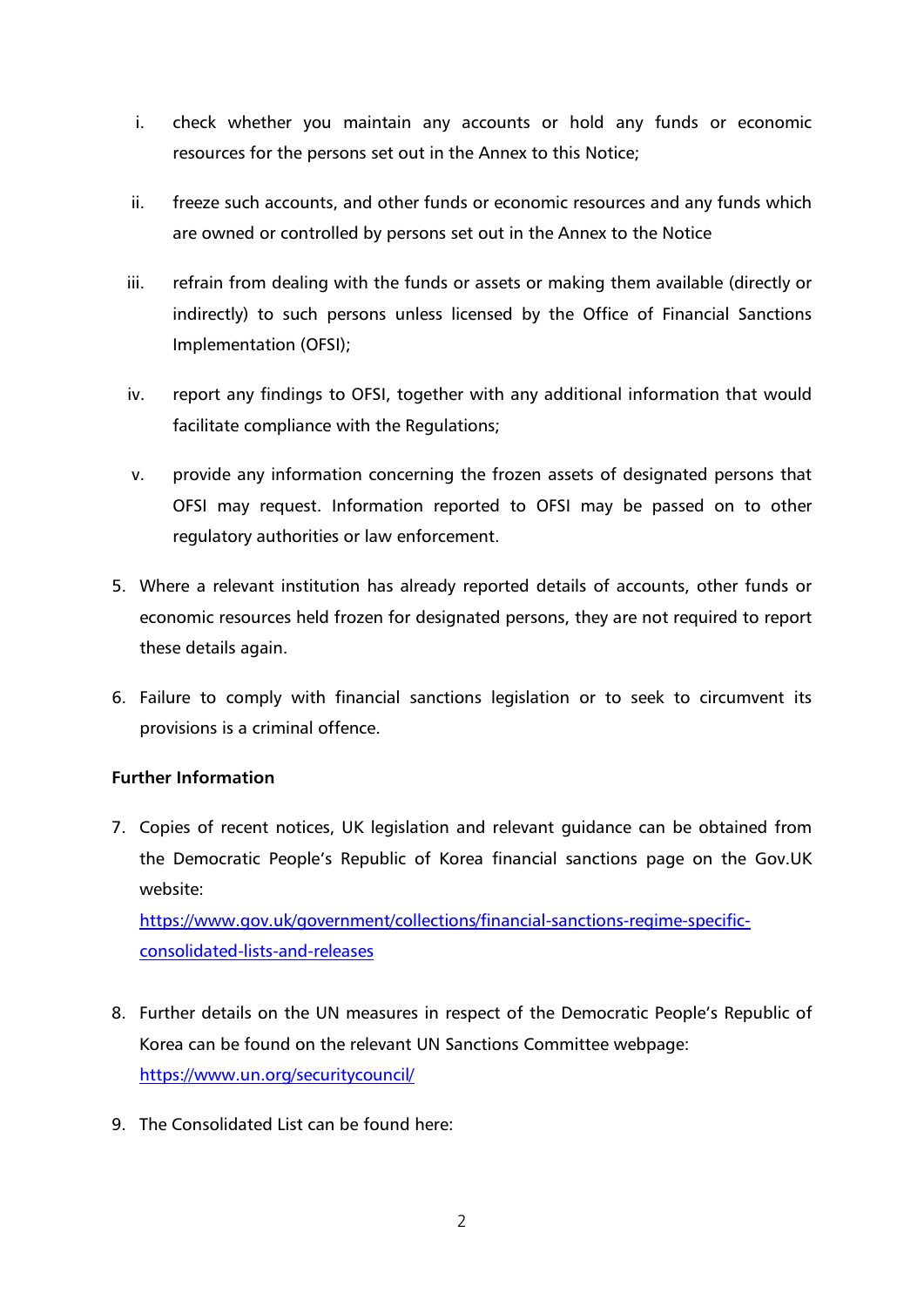i. check whether you maintain any accounts or hold any funds or economic resources for the persons set out in the Annex to this Notice;

ii. freeze such accounts, and other funds or economic resources and any funds which are owned or controlled by persons set out in the Annex to the Notice

iii. refrain from dealing with the funds or assets or making them available (directly or indirectly) to such persons unless licensed by the Office of Financial Sanctions Implementation (OFSI);

iv. report any findings to OFSI, together with any additional information that would facilitate compliance with the Regulations;

v. provide any information concerning the frozen assets of designated persons that OFSI may request. Information reported to OFSI may be passed on to other regulatory authorities or law enforcement.

5. Where a relevant institution has already reported details of accounts, other funds or economic resources held frozen for designated persons, they are not required to report these details again.

6. Failure to comply with financial sanctions legislation or to seek to circumvent its provisions is a criminal offence.

**Further Information**

7. Copies of recent notices, UK legislation and relevant guidance can be obtained from the Democratic People's Republic of Korea financial sanctions page on the Gov.UK website:
[https://www.gov.uk/government/collections/financial-sanctions-regime-specific-consolidated-lists-and-releases](https://www.gov.uk/government/collections/financial-sanctions-regime-specific-consolidated-lists-and-releases)

8. Further details on the UN measures in respect of the Democratic People's Republic of Korea can be found on the relevant UN Sanctions Committee webpage:
[https://www.un.org/securitycouncil/](https://www.un.org/securitycouncil/)

9. The Consolidated List can be found here: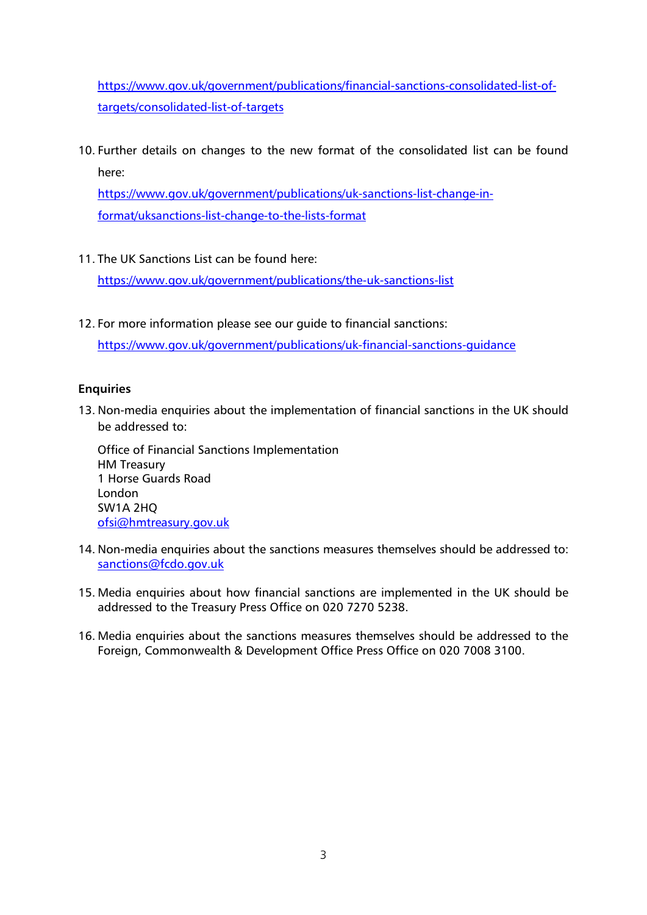https://www.gov.uk/government/publications/financial-sanctions-consolidated-list-of-targets/consolidated-list-of-targets

10. Further details on changes to the new format of the consolidated list can be found here:
    https://www.gov.uk/government/publications/uk-sanctions-list-change-in-format/uksanctions-list-change-to-the-lists-format

11. The UK Sanctions List can be found here:
    https://www.gov.uk/government/publications/the-uk-sanctions-list

12. For more information please see our guide to financial sanctions:
    https://www.gov.uk/government/publications/uk-financial-sanctions-guidance

**Enquiries**

13. Non-media enquiries about the implementation of financial sanctions in the UK should be addressed to:

    Office of Financial Sanctions Implementation
    HM Treasury
    1 Horse Guards Road
    London
    SW1A 2HQ
    ofsi@hmtreasury.gov.uk

14. Non-media enquiries about the sanctions measures themselves should be addressed to: sanctions@fcdo.gov.uk

15. Media enquiries about how financial sanctions are implemented in the UK should be addressed to the Treasury Press Office on 020 7270 5238.

16. Media enquiries about the sanctions measures themselves should be addressed to the Foreign, Commonwealth & Development Office Press Office on 020 7008 3100.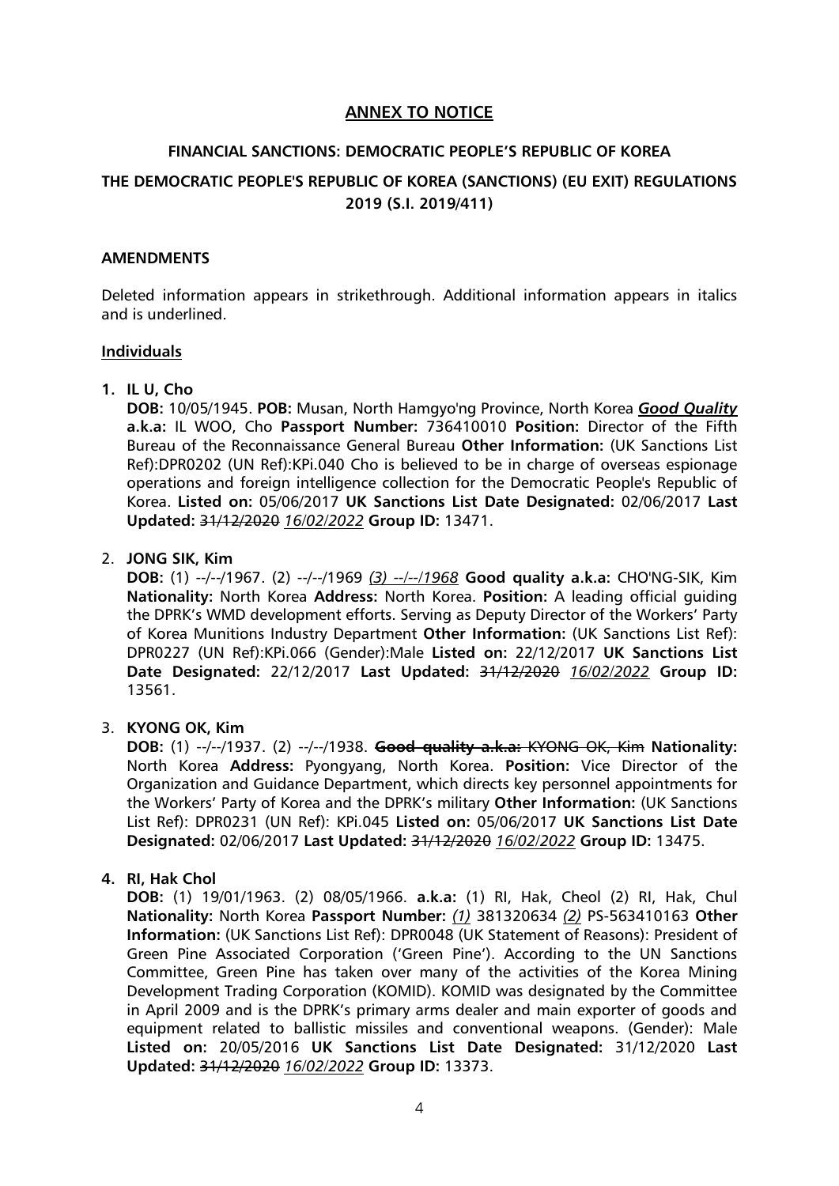## ANNEX TO NOTICE

### FINANCIAL SANCTIONS: DEMOCRATIC PEOPLE'S REPUBLIC OF KOREA

### THE DEMOCRATIC PEOPLE'S REPUBLIC OF KOREA (SANCTIONS) (EU EXIT) REGULATIONS 2019 (S.I. 2019/411)

**AMENDMENTS**

Deleted information appears in strikethrough. Additional information appears in italics and is underlined.

**Individuals**

1. **IL U, Cho**

   **DOB:** 10/05/1945. **POB:** Musan, North Hamgyo'ng Province, North Korea ***<u>Good Quality</u>*** **a.k.a:** IL WOO, Cho **Passport Number:** 736410010 **Position:** Director of the Fifth Bureau of the Reconnaissance General Bureau **Other Information:** (UK Sanctions List Ref):DPR0202 (UN Ref):KPi.040 Cho is believed to be in charge of overseas espionage operations and foreign intelligence collection for the Democratic People's Republic of Korea. **Listed on:** 05/06/2017 **UK Sanctions List Date Designated:** 02/06/2017 **Last Updated:** ~~31/12/2020~~ *<u>16/02/2022</u>* **Group ID:** 13471.

2. **JONG SIK, Kim**

   **DOB:** (1) --/--/1967. (2) --/--/1969 *<u>(3) --/--/1968</u>* **Good quality a.k.a:** CHO'NG-SIK, Kim **Nationality:** North Korea **Address:** North Korea. **Position:** A leading official guiding the DPRK's WMD development efforts. Serving as Deputy Director of the Workers' Party of Korea Munitions Industry Department **Other Information:** (UK Sanctions List Ref): DPR0227 (UN Ref):KPi.066 (Gender):Male **Listed on:** 22/12/2017 **UK Sanctions List Date Designated:** 22/12/2017 **Last Updated:** ~~31/12/2020~~ *<u>16/02/2022</u>* **Group ID:** 13561.

3. **KYONG OK, Kim**

   **DOB:** (1) --/--/1937. (2) --/--/1938. ~~**Good quality a.k.a:** KYONG OK, Kim~~ **Nationality:** North Korea **Address:** Pyongyang, North Korea. **Position:** Vice Director of the Organization and Guidance Department, which directs key personnel appointments for the Workers' Party of Korea and the DPRK's military **Other Information:** (UK Sanctions List Ref): DPR0231 (UN Ref): KPi.045 **Listed on:** 05/06/2017 **UK Sanctions List Date Designated:** 02/06/2017 **Last Updated:** ~~31/12/2020~~ *<u>16/02/2022</u>* **Group ID:** 13475.

4. **RI, Hak Chol**

   **DOB:** (1) 19/01/1963. (2) 08/05/1966. **a.k.a:** (1) RI, Hak, Cheol (2) RI, Hak, Chul **Nationality:** North Korea **Passport Number:** *<u>(1)</u>* 381320634 *<u>(2)</u>* PS-563410163 **Other Information:** (UK Sanctions List Ref): DPR0048 (UK Statement of Reasons): President of Green Pine Associated Corporation ('Green Pine'). According to the UN Sanctions Committee, Green Pine has taken over many of the activities of the Korea Mining Development Trading Corporation (KOMID). KOMID was designated by the Committee in April 2009 and is the DPRK's primary arms dealer and main exporter of goods and equipment related to ballistic missiles and conventional weapons. (Gender): Male **Listed on:** 20/05/2016 **UK Sanctions List Date Designated:** 31/12/2020 **Last Updated:** ~~31/12/2020~~ *<u>16/02/2022</u>* **Group ID:** 13373.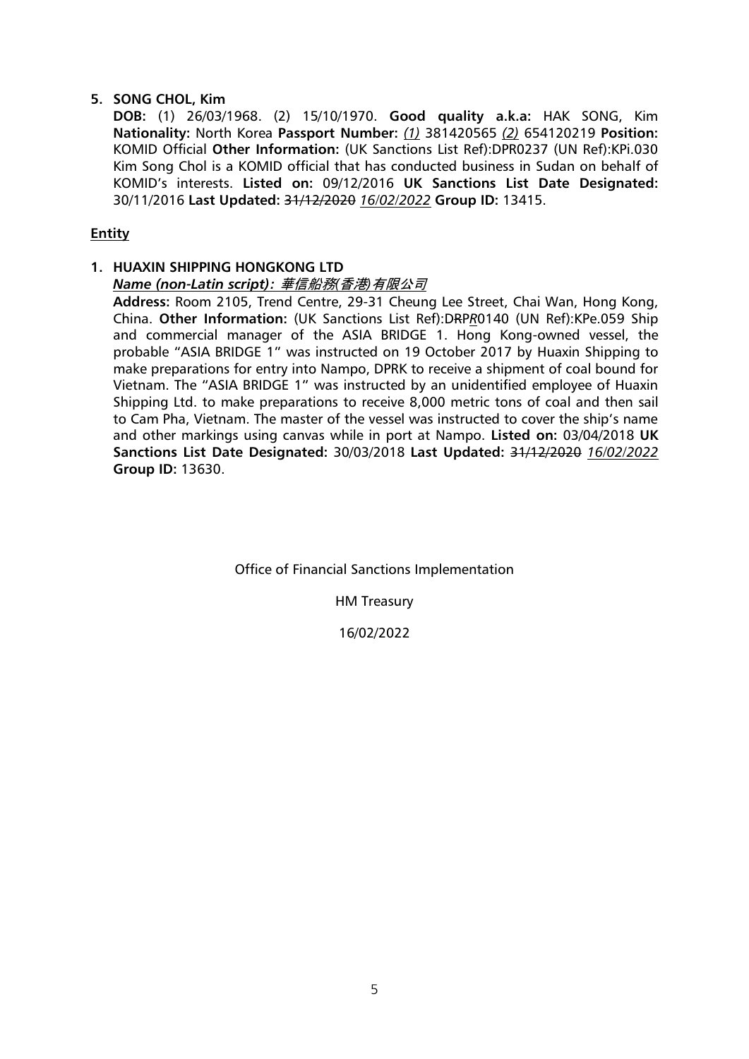**5. SONG CHOL, Kim**

**DOB:** (1) 26/03/1968. (2) 15/10/1970. **Good quality a.k.a:** HAK SONG, Kim **Nationality:** North Korea **Passport Number:** *(1)* 381420565 *(2)* 654120219 **Position:** KOMID Official **Other Information:** (UK Sanctions List Ref):DPR0237 (UN Ref):KPi.030 Kim Song Chol is a KOMID official that has conducted business in Sudan on behalf of KOMID's interests. **Listed on:** 09/12/2016 **UK Sanctions List Date Designated:** 30/11/2016 **Last Updated:** ~~31/12/2020~~ *16/02/2022* **Group ID:** 13415.

**Entity**

**1. HUAXIN SHIPPING HONGKONG LTD**

***Name (non-Latin script): 華信船務(香港)有限公司***

**Address:** Room 2105, Trend Centre, 29-31 Cheung Lee Street, Chai Wan, Hong Kong, China. **Other Information:** (UK Sanctions List Ref):D~~R~~P*R*0140 (UN Ref):KPe.059 Ship and commercial manager of the ASIA BRIDGE 1. Hong Kong-owned vessel, the probable "ASIA BRIDGE 1" was instructed on 19 October 2017 by Huaxin Shipping to make preparations for entry into Nampo, DPRK to receive a shipment of coal bound for Vietnam. The "ASIA BRIDGE 1" was instructed by an unidentified employee of Huaxin Shipping Ltd. to make preparations to receive 8,000 metric tons of coal and then sail to Cam Pha, Vietnam. The master of the vessel was instructed to cover the ship's name and other markings using canvas while in port at Nampo. **Listed on:** 03/04/2018 **UK Sanctions List Date Designated:** 30/03/2018 **Last Updated:** ~~31/12/2020~~ *16/02/2022* **Group ID:** 13630.

Office of Financial Sanctions Implementation

HM Treasury

16/02/2022